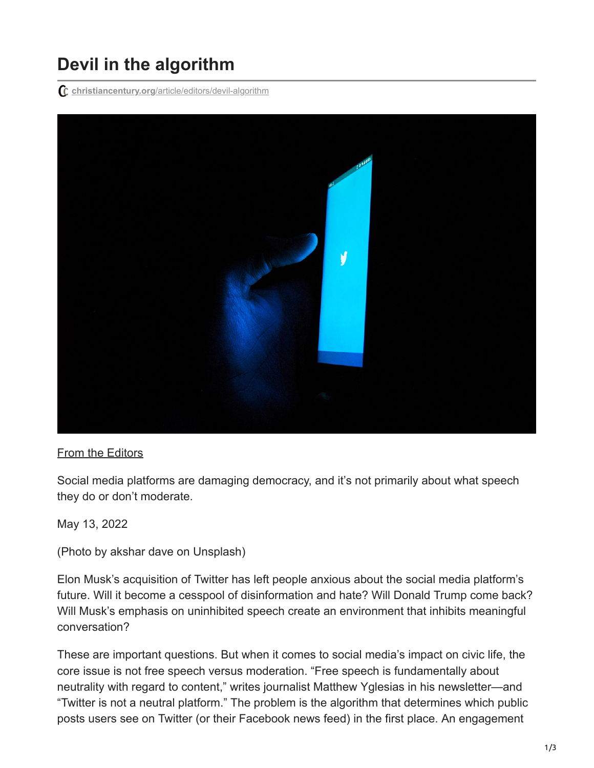# Devil in the algorithm

christiancentury.org/article/editors/devil-algorithm

From the Editors

Social media platforms are damaging democracy, and it's not primarily about what speech they do or don't moderate.

May 13, 2022

(Photo by akshar dave on Unsplash)

Elon Musk's acquisition of Twitter has left people anxious about the social media platform's future. Will it become a cesspool of disinformation and hate? Will Donald Trump come back? Will Musk's emphasis on uninhibited speech create an environment that inhibits meaningful conversation?

These are important questions. But when it comes to social media's impact on civic life, the core issue is not free speech versus moderation. "Free speech is fundamentally about neutrality with regard to content," writes journalist Matthew Yglesias in his newsletter—and "Twitter is not a neutral platform." The problem is the algorithm that determines which public posts users see on Twitter (or their Facebook news feed) in the first place. An engagement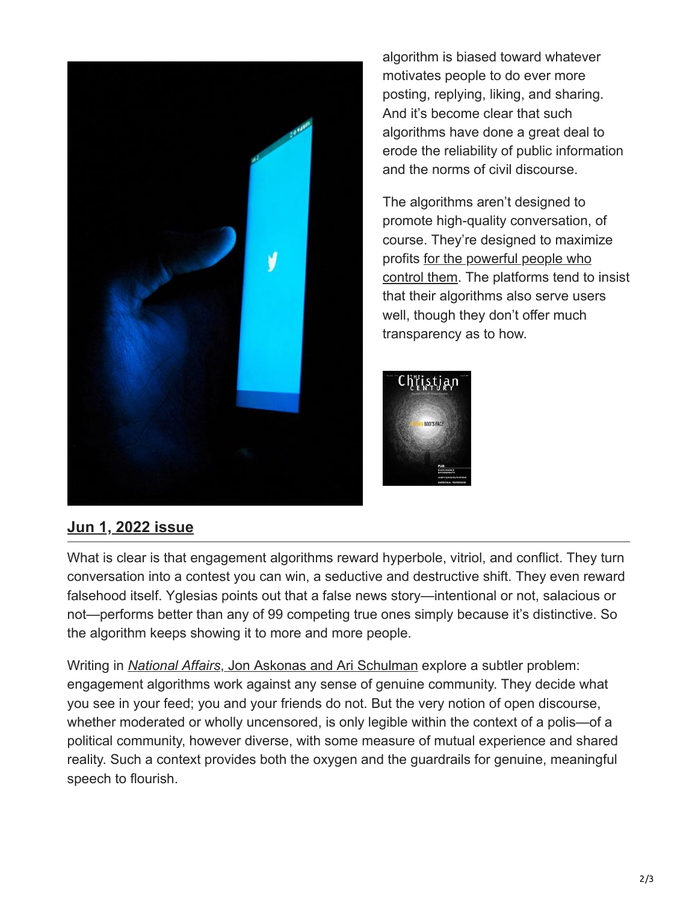algorithm is biased toward whatever motivates people to do ever more posting, replying, liking, and sharing. And it's become clear that such algorithms have done a great deal to erode the reliability of public information and the norms of civil discourse.

The algorithms aren't designed to promote high-quality conversation, of course. They're designed to maximize profits [for the powerful people who control them](). The platforms tend to insist that their algorithms also serve users well, though they don't offer much transparency as to how.

**[Jun 1, 2022 issue]()**

What is clear is that engagement algorithms reward hyperbole, vitriol, and conflict. They turn conversation into a contest you can win, a seductive and destructive shift. They even reward falsehood itself. Yglesias points out that a false news story—intentional or not, salacious or not—performs better than any of 99 competing true ones simply because it's distinctive. So the algorithm keeps showing it to more and more people.

Writing in [*National Affairs*, Jon Askonas and Ari Schulman]() explore a subtler problem: engagement algorithms work against any sense of genuine community. They decide what you see in your feed; you and your friends do not. But the very notion of open discourse, whether moderated or wholly uncensored, is only legible within the context of a polis—of a political community, however diverse, with some measure of mutual experience and shared reality. Such a context provides both the oxygen and the guardrails for genuine, meaningful speech to flourish.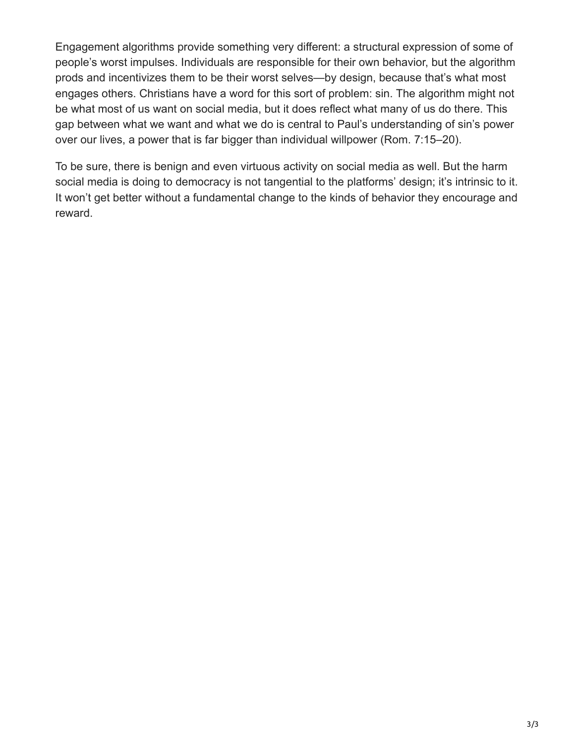Engagement algorithms provide something very different: a structural expression of some of people's worst impulses. Individuals are responsible for their own behavior, but the algorithm prods and incentivizes them to be their worst selves—by design, because that's what most engages others. Christians have a word for this sort of problem: sin. The algorithm might not be what most of us want on social media, but it does reflect what many of us do there. This gap between what we want and what we do is central to Paul's understanding of sin's power over our lives, a power that is far bigger than individual willpower (Rom. 7:15–20).

To be sure, there is benign and even virtuous activity on social media as well. But the harm social media is doing to democracy is not tangential to the platforms' design; it's intrinsic to it. It won't get better without a fundamental change to the kinds of behavior they encourage and reward.